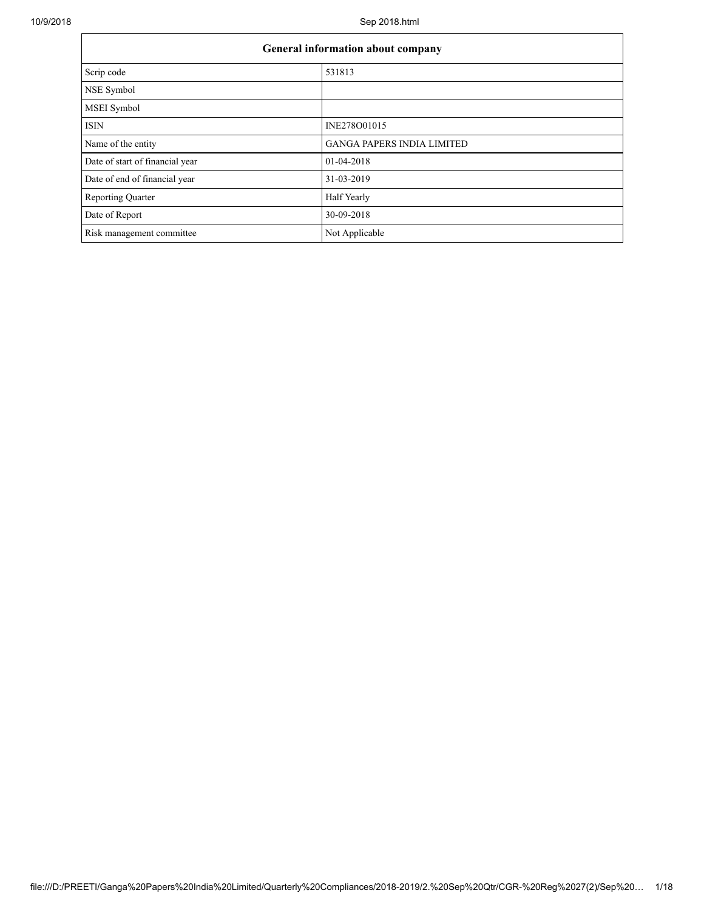| General information about company | |
|---|---|
| Scrip code | 531813 |
| NSE Symbol | |
| MSEI Symbol | |
| ISIN | INE278O01015 |
| Name of the entity | GANGA PAPERS INDIA LIMITED |
| Date of start of financial year | 01-04-2018 |
| Date of end of financial year | 31-03-2019 |
| Reporting Quarter | Half Yearly |
| Date of Report | 30-09-2018 |
| Risk management committee | Not Applicable |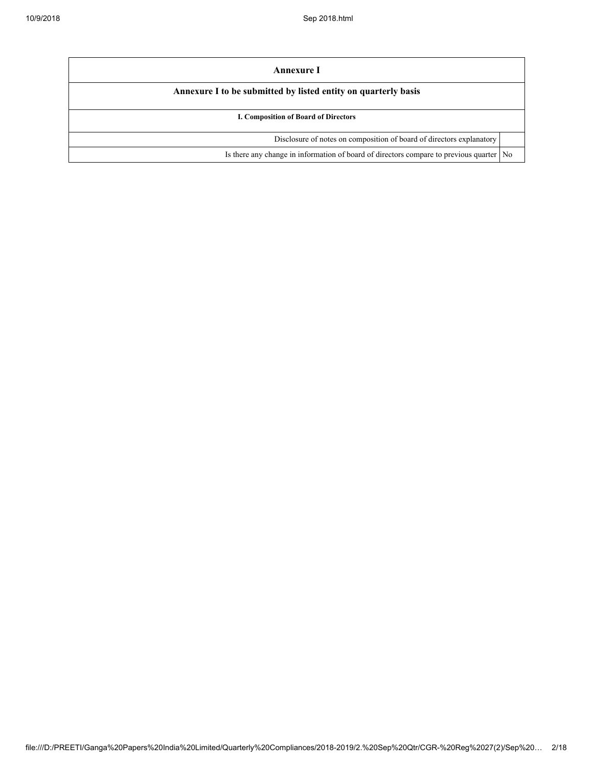| Annexure I | |
|---|---|
| **Annexure I to be submitted by listed entity on quarterly basis** | |
| **I. Composition of Board of Directors** | |
| Disclosure of notes on composition of board of directors explanatory | |
| Is there any change in information of board of directors compare to previous quarter | No |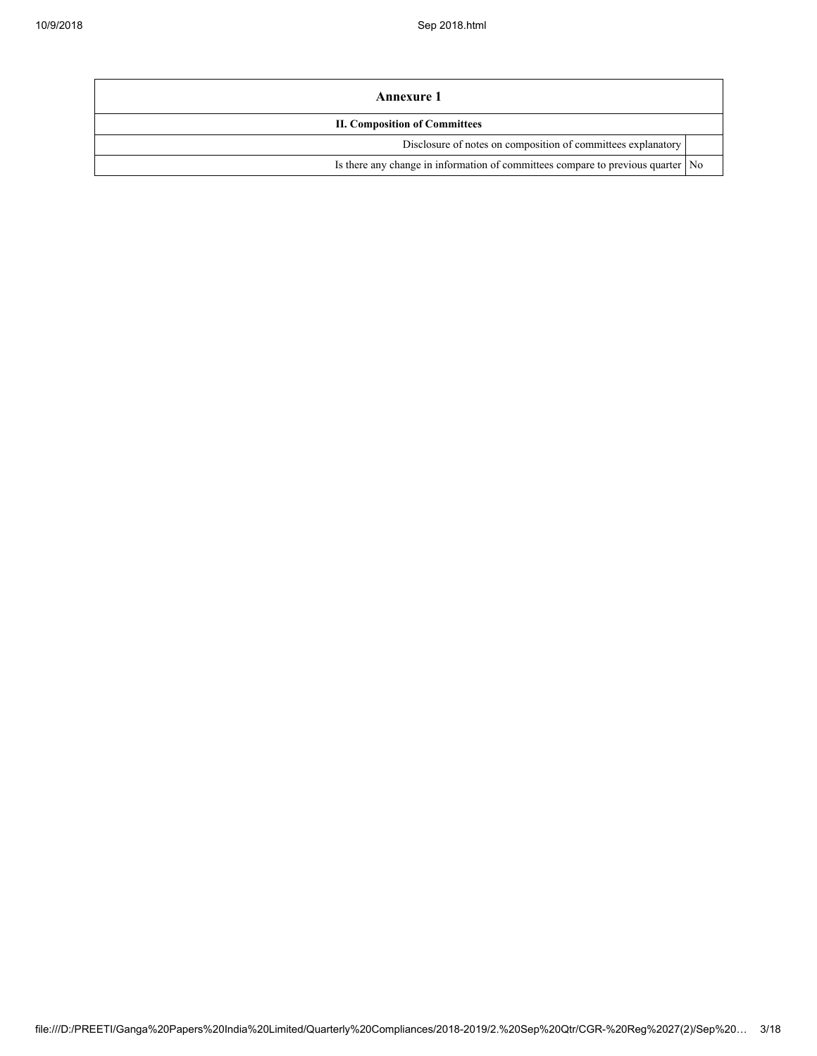| Annexure 1 | |
|---|---|
| **II. Composition of Committees** | |
| Disclosure of notes on composition of committees explanatory | |
| Is there any change in information of committees compare to previous quarter | No |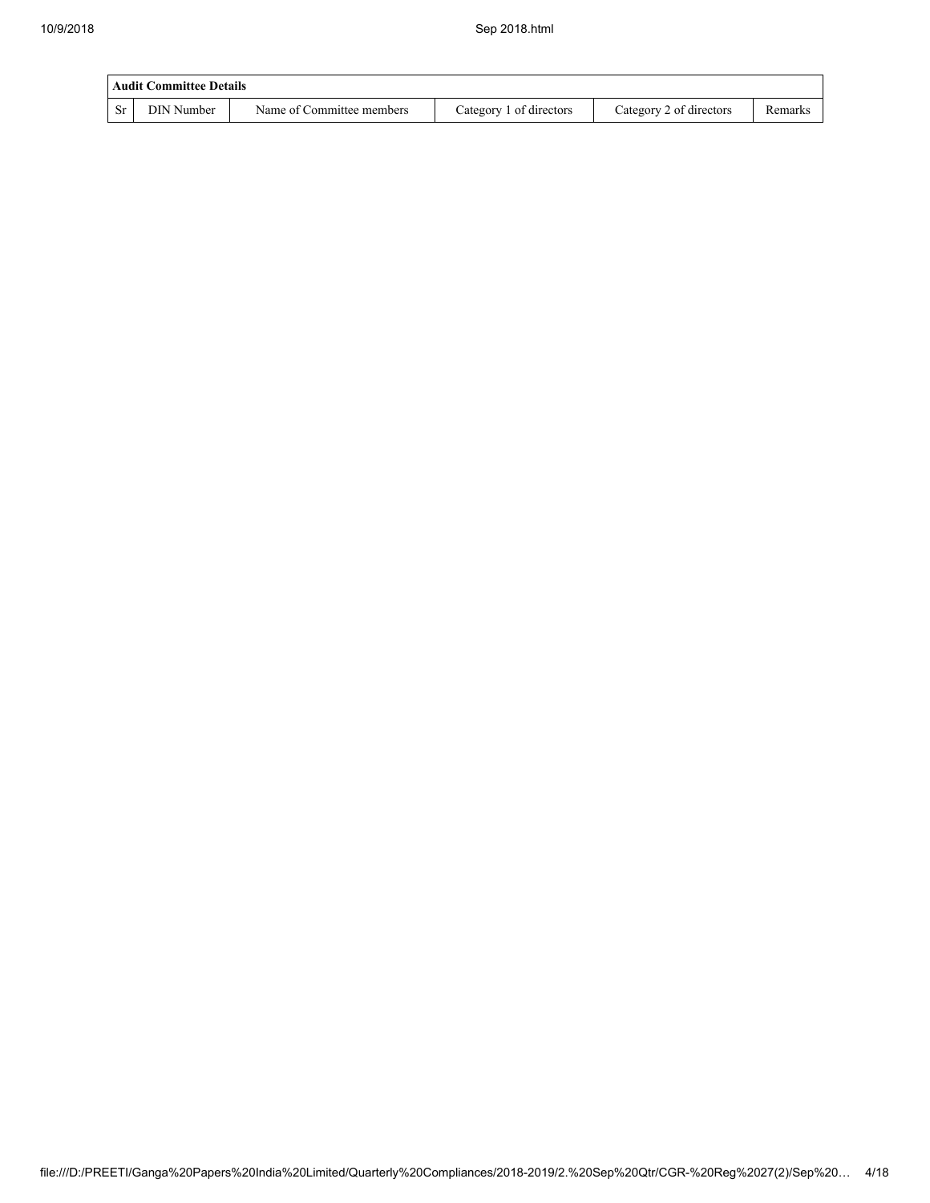| Audit Committee Details | | | | | |
|---|---|---|---|---|---|
| Sr | DIN Number | Name of Committee members | Category 1 of directors | Category 2 of directors | Remarks |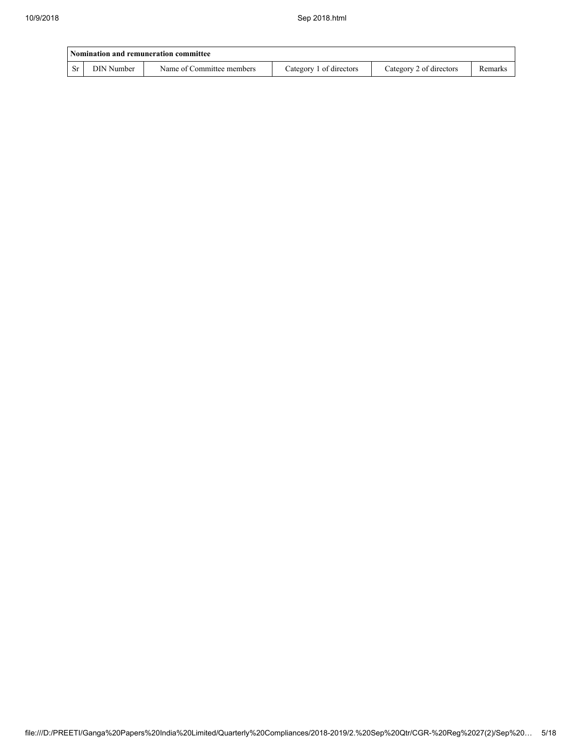| Nomination and remuneration committee | | | | | |
|---|---|---|---|---|---|
| Sr | DIN Number | Name of Committee members | Category 1 of directors | Category 2 of directors | Remarks |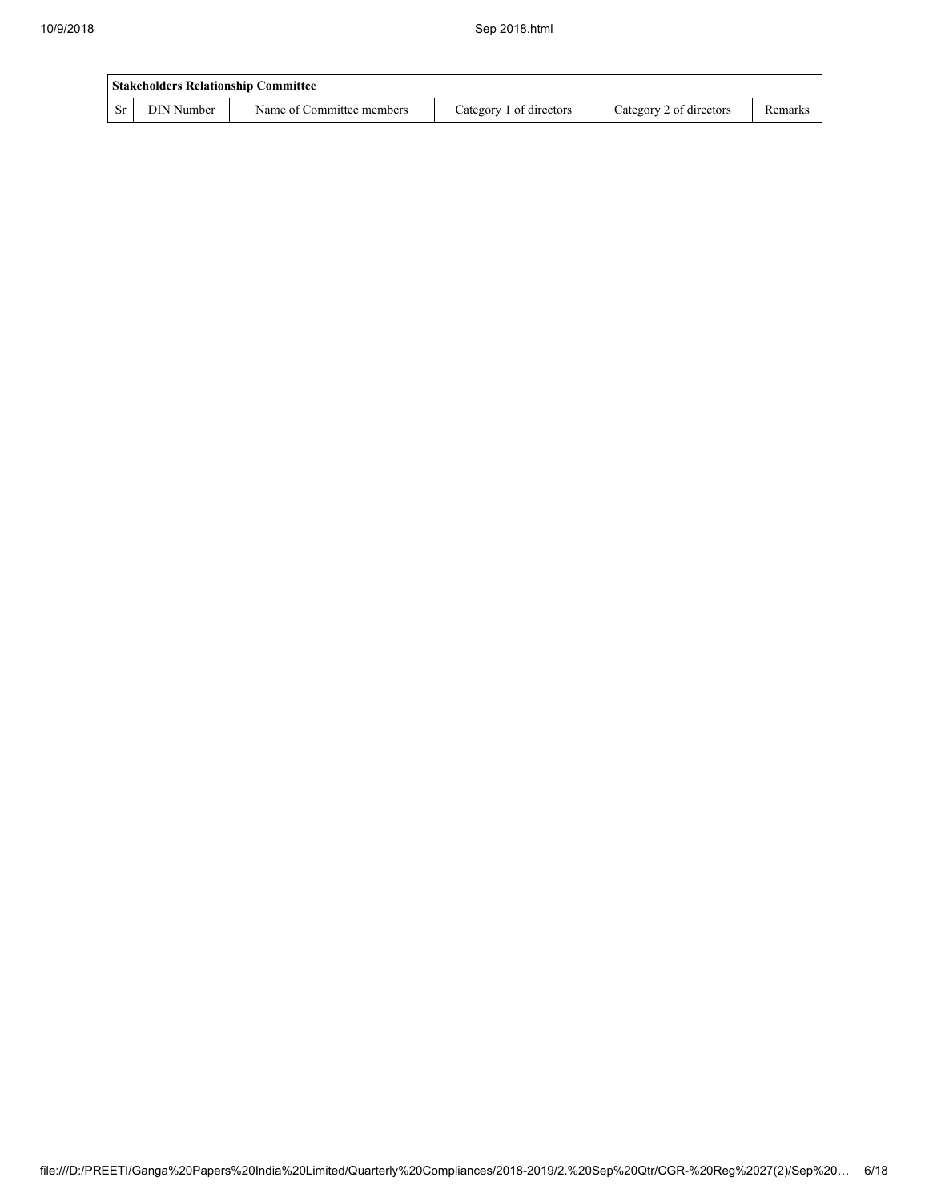| Stakeholders Relationship Committee | | | | | |
|---|---|---|---|---|---|
| Sr | DIN Number | Name of Committee members | Category 1 of directors | Category 2 of directors | Remarks |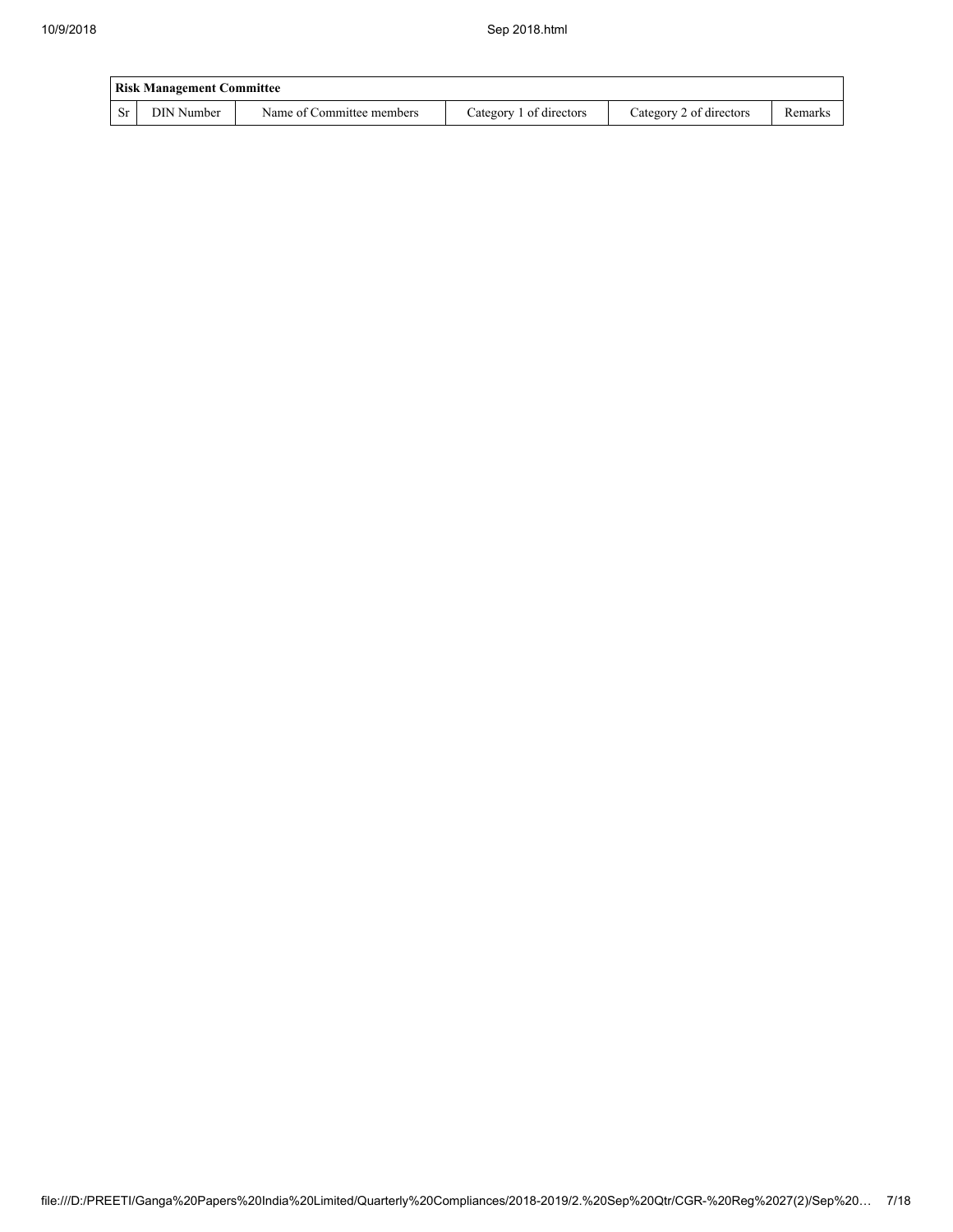| Risk Management Committee | | | | | |
| --- | --- | --- | --- | --- | --- |
| Sr | DIN Number | Name of Committee members | Category 1 of directors | Category 2 of directors | Remarks |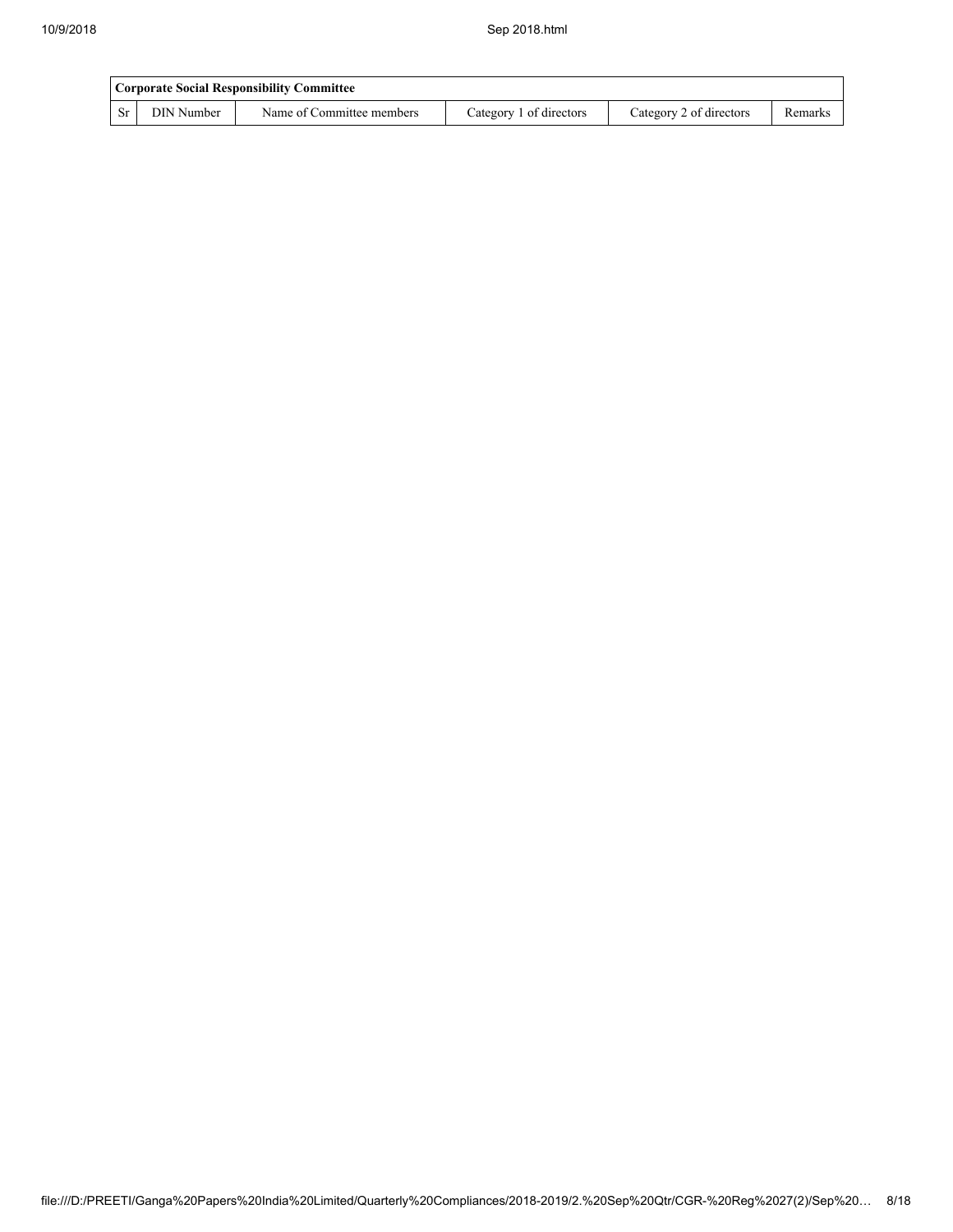| Corporate Social Responsibility Committee | | | | | |
|---|---|---|---|---|---|
| Sr | DIN Number | Name of Committee members | Category 1 of directors | Category 2 of directors | Remarks |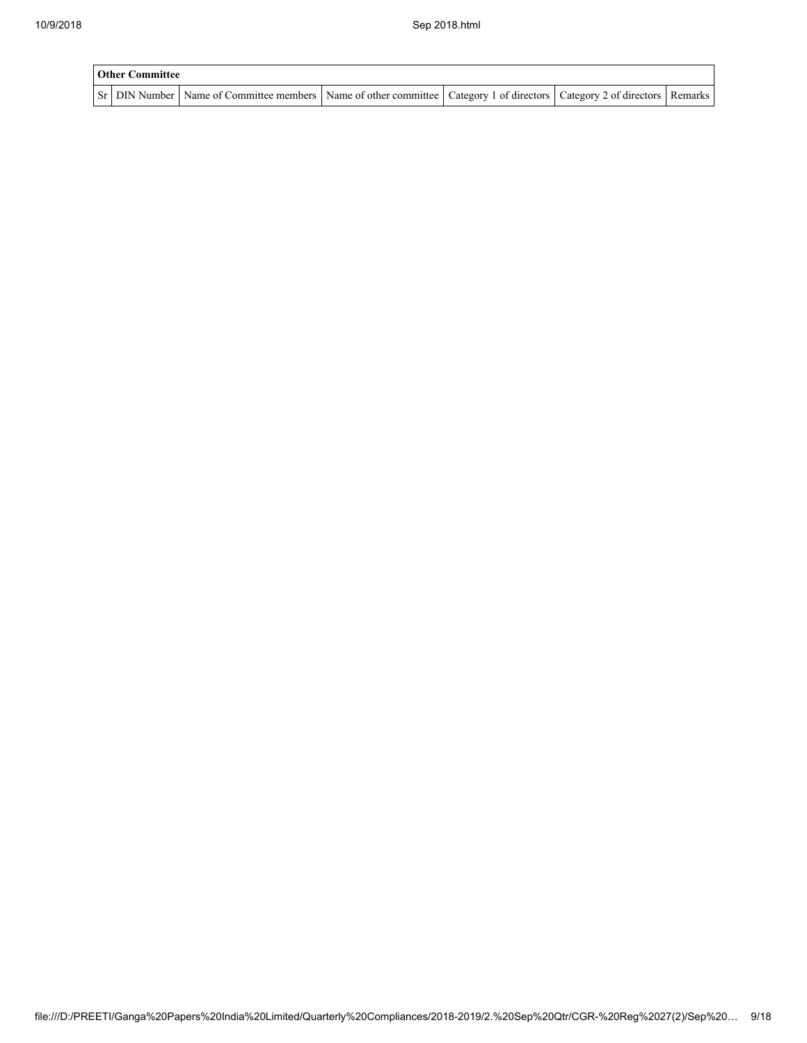| Other Committee | | | | | | |
|---|---|---|---|---|---|---|
| Sr | DIN Number | Name of Committee members | Name of other committee | Category 1 of directors | Category 2 of directors | Remarks |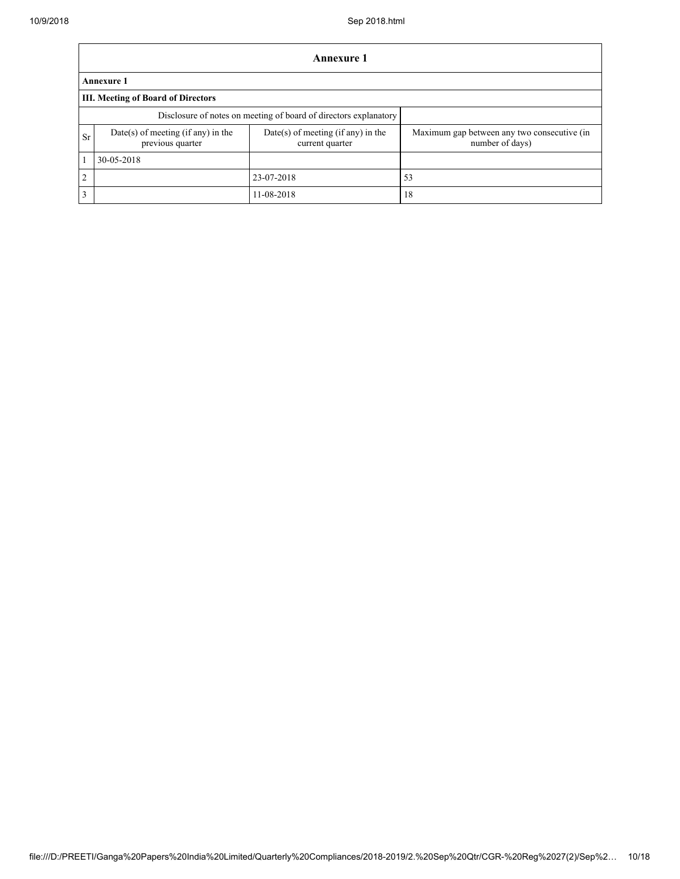# Annexure 1

**Annexure 1**

**III. Meeting of Board of Directors**

| Disclosure of notes on meeting of board of directors explanatory | | | |
|---|---|---|---|
| Sr | Date(s) of meeting (if any) in the previous quarter | Date(s) of meeting (if any) in the current quarter | Maximum gap between any two consecutive (in number of days) |
| 1 | 30-05-2018 | | |
| 2 | | 23-07-2018 | 53 |
| 3 | | 11-08-2018 | 18 |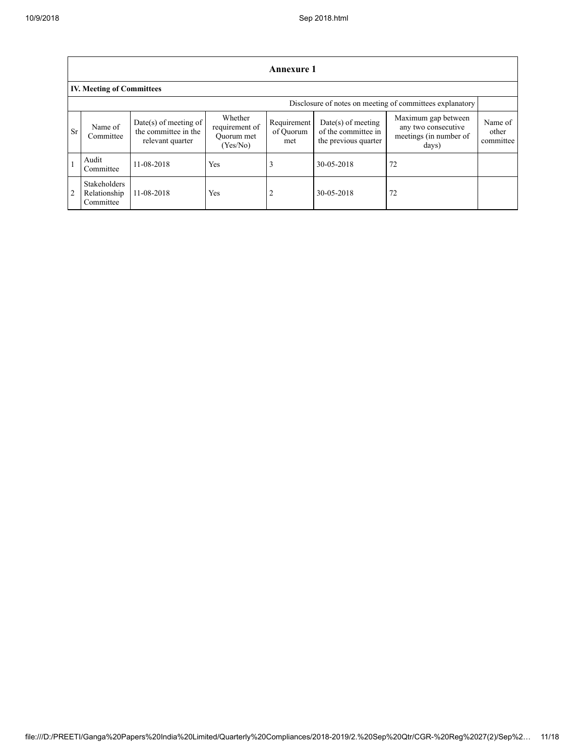## Annexure 1

### IV. Meeting of Committees

Disclosure of notes on meeting of committees explanatory

| Sr | Name of Committee | Date(s) of meeting of the committee in the relevant quarter | Whether requirement of Quorum met (Yes/No) | Requirement of Quorum met | Date(s) of meeting of the committee in the previous quarter | Maximum gap between any two consecutive meetings (in number of days) | Name of other committee |
|---|---|---|---|---|---|---|---|
| 1 | Audit Committee | 11-08-2018 | Yes | 3 | 30-05-2018 | 72 | |
| 2 | Stakeholders Relationship Committee | 11-08-2018 | Yes | 2 | 30-05-2018 | 72 | |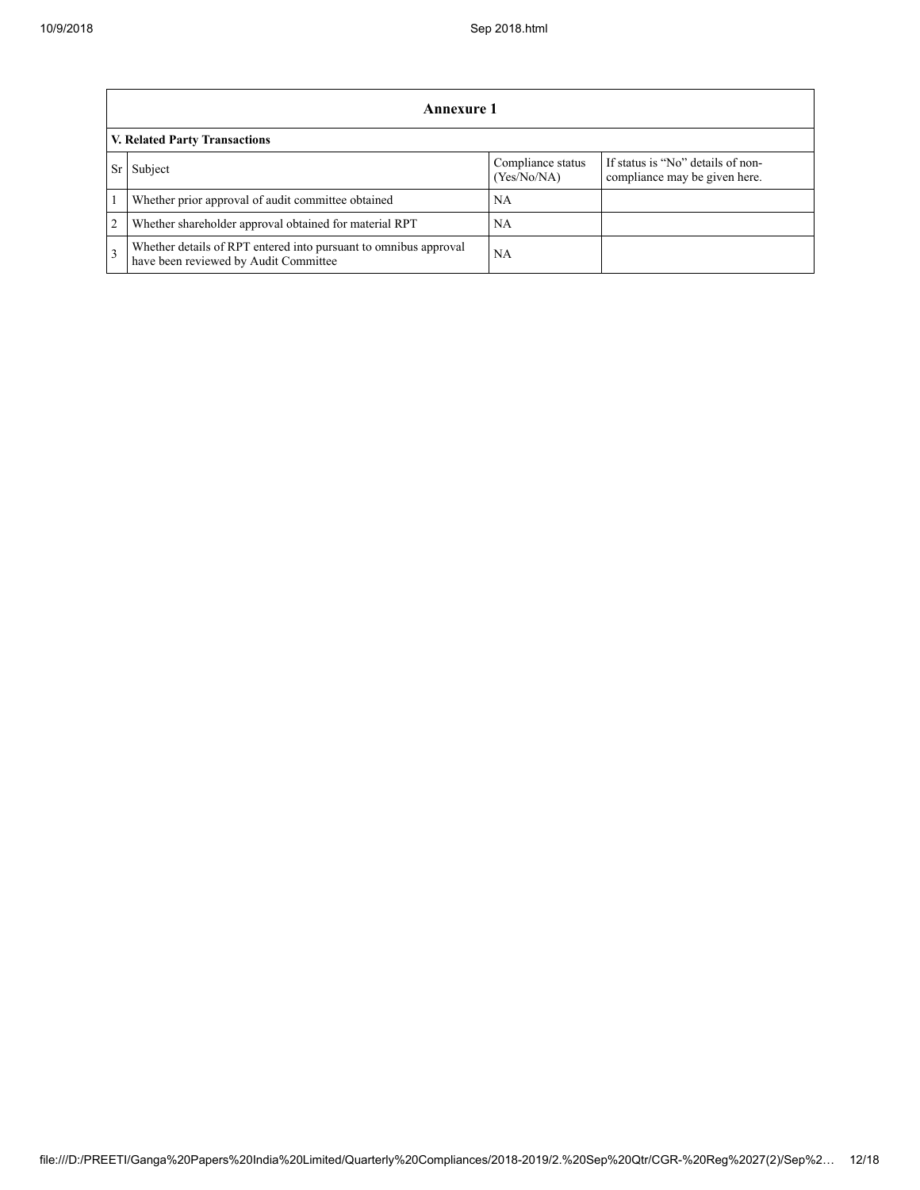## Annexure 1

### V. Related Party Transactions

| Sr | Subject | Compliance status (Yes/No/NA) | If status is "No" details of non-compliance may be given here. |
|---|---|---|---|
| 1 | Whether prior approval of audit committee obtained | NA | |
| 2 | Whether shareholder approval obtained for material RPT | NA | |
| 3 | Whether details of RPT entered into pursuant to omnibus approval have been reviewed by Audit Committee | NA | |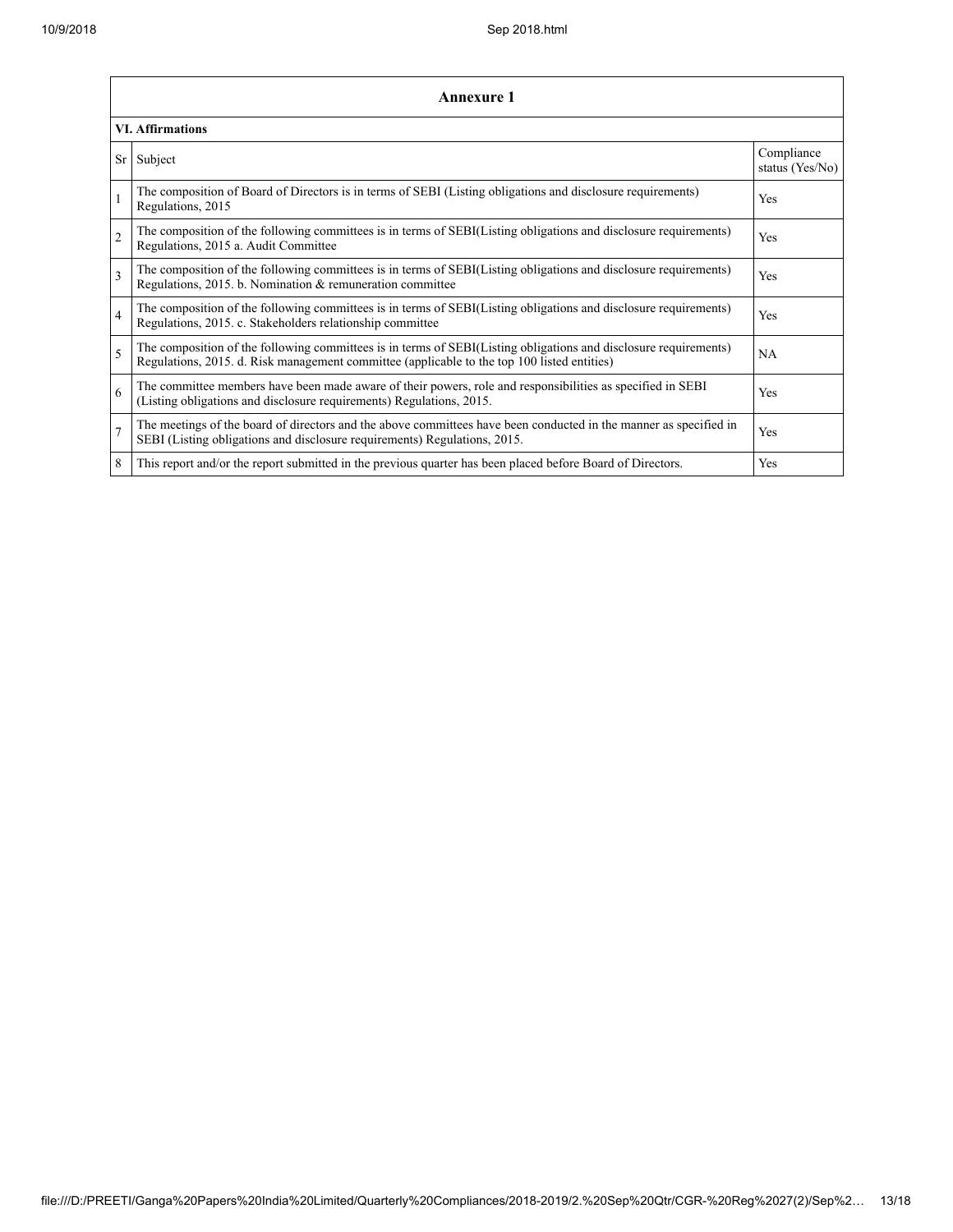## Annexure 1

### VI. Affirmations

| Sr | Subject | Compliance status (Yes/No) |
|---|---|---|
| 1 | The composition of Board of Directors is in terms of SEBI (Listing obligations and disclosure requirements) Regulations, 2015 | Yes |
| 2 | The composition of the following committees is in terms of SEBI(Listing obligations and disclosure requirements) Regulations, 2015 a. Audit Committee | Yes |
| 3 | The composition of the following committees is in terms of SEBI(Listing obligations and disclosure requirements) Regulations, 2015. b. Nomination & remuneration committee | Yes |
| 4 | The composition of the following committees is in terms of SEBI(Listing obligations and disclosure requirements) Regulations, 2015. c. Stakeholders relationship committee | Yes |
| 5 | The composition of the following committees is in terms of SEBI(Listing obligations and disclosure requirements) Regulations, 2015. d. Risk management committee (applicable to the top 100 listed entities) | NA |
| 6 | The committee members have been made aware of their powers, role and responsibilities as specified in SEBI (Listing obligations and disclosure requirements) Regulations, 2015. | Yes |
| 7 | The meetings of the board of directors and the above committees have been conducted in the manner as specified in SEBI (Listing obligations and disclosure requirements) Regulations, 2015. | Yes |
| 8 | This report and/or the report submitted in the previous quarter has been placed before Board of Directors. | Yes |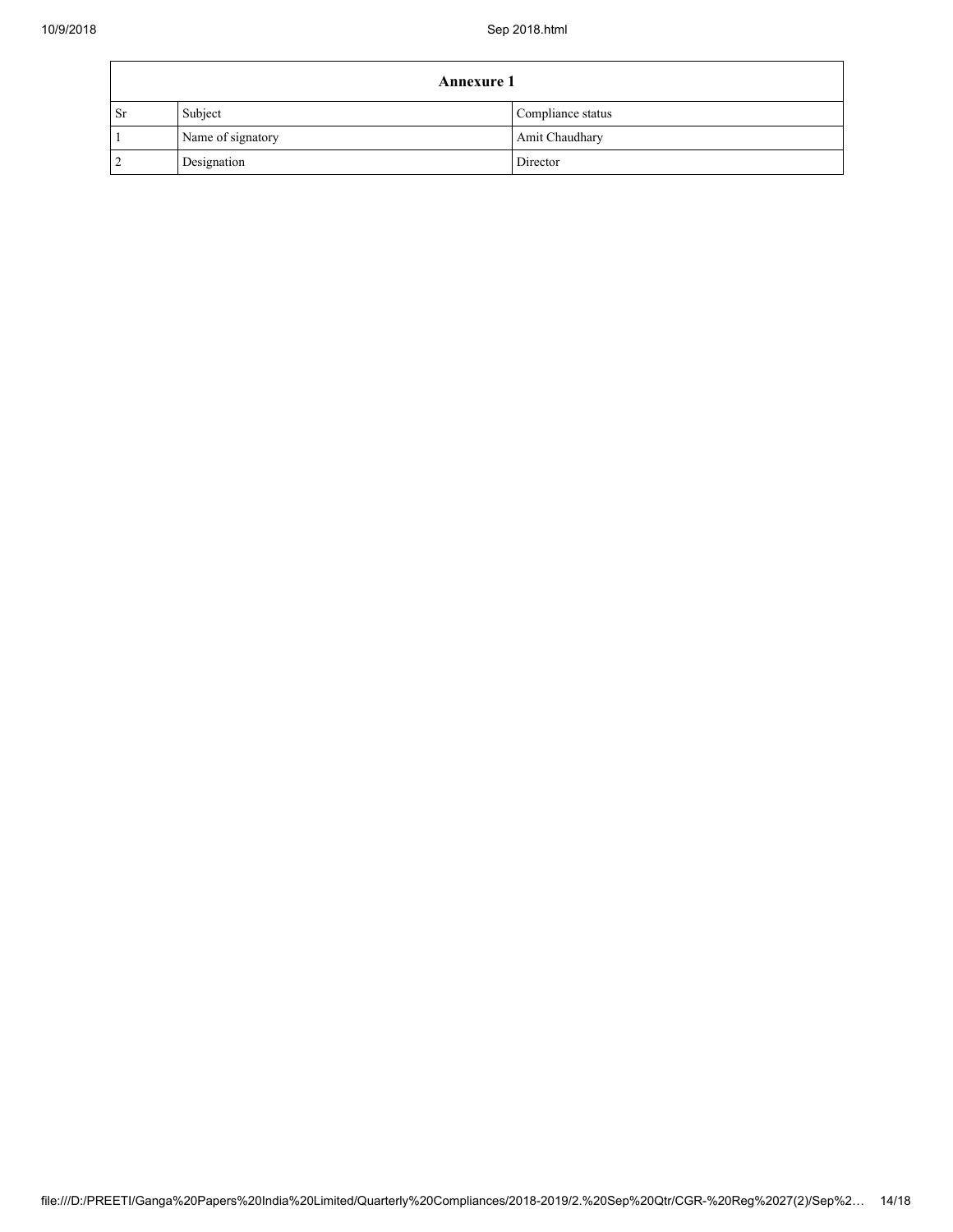| Annexure 1 | | |
|---|---|---|
| Sr | Subject | Compliance status |
| 1 | Name of signatory | Amit Chaudhary |
| 2 | Designation | Director |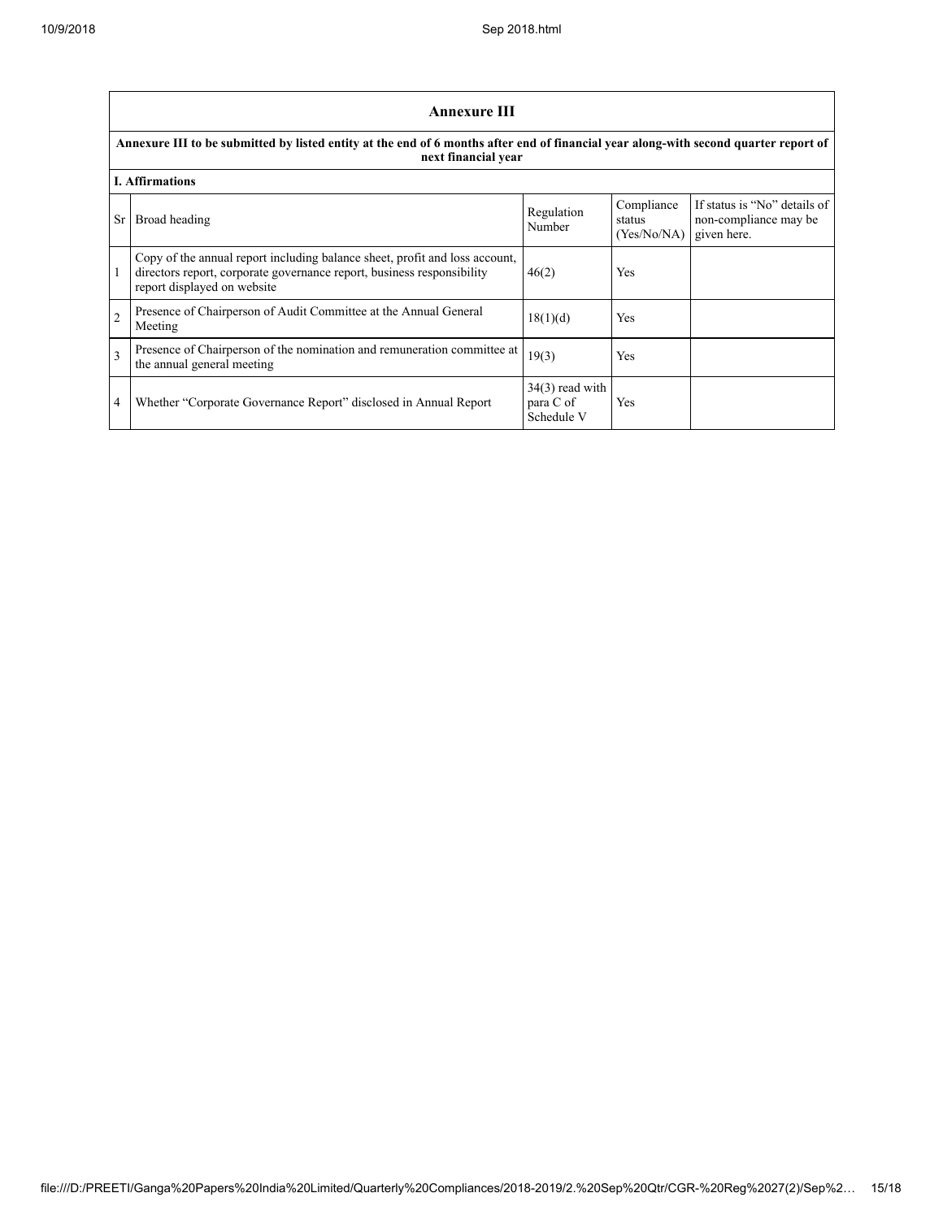## Annexure III

**Annexure III to be submitted by listed entity at the end of 6 months after end of financial year along-with second quarter report of next financial year**

**I. Affirmations**

| Sr | Broad heading | Regulation Number | Compliance status (Yes/No/NA) | If status is "No" details of non-compliance may be given here. |
|---|---|---|---|---|
| 1 | Copy of the annual report including balance sheet, profit and loss account, directors report, corporate governance report, business responsibility report displayed on website | 46(2) | Yes | |
| 2 | Presence of Chairperson of Audit Committee at the Annual General Meeting | 18(1)(d) | Yes | |
| 3 | Presence of Chairperson of the nomination and remuneration committee at the annual general meeting | 19(3) | Yes | |
| 4 | Whether "Corporate Governance Report" disclosed in Annual Report | 34(3) read with para C of Schedule V | Yes | |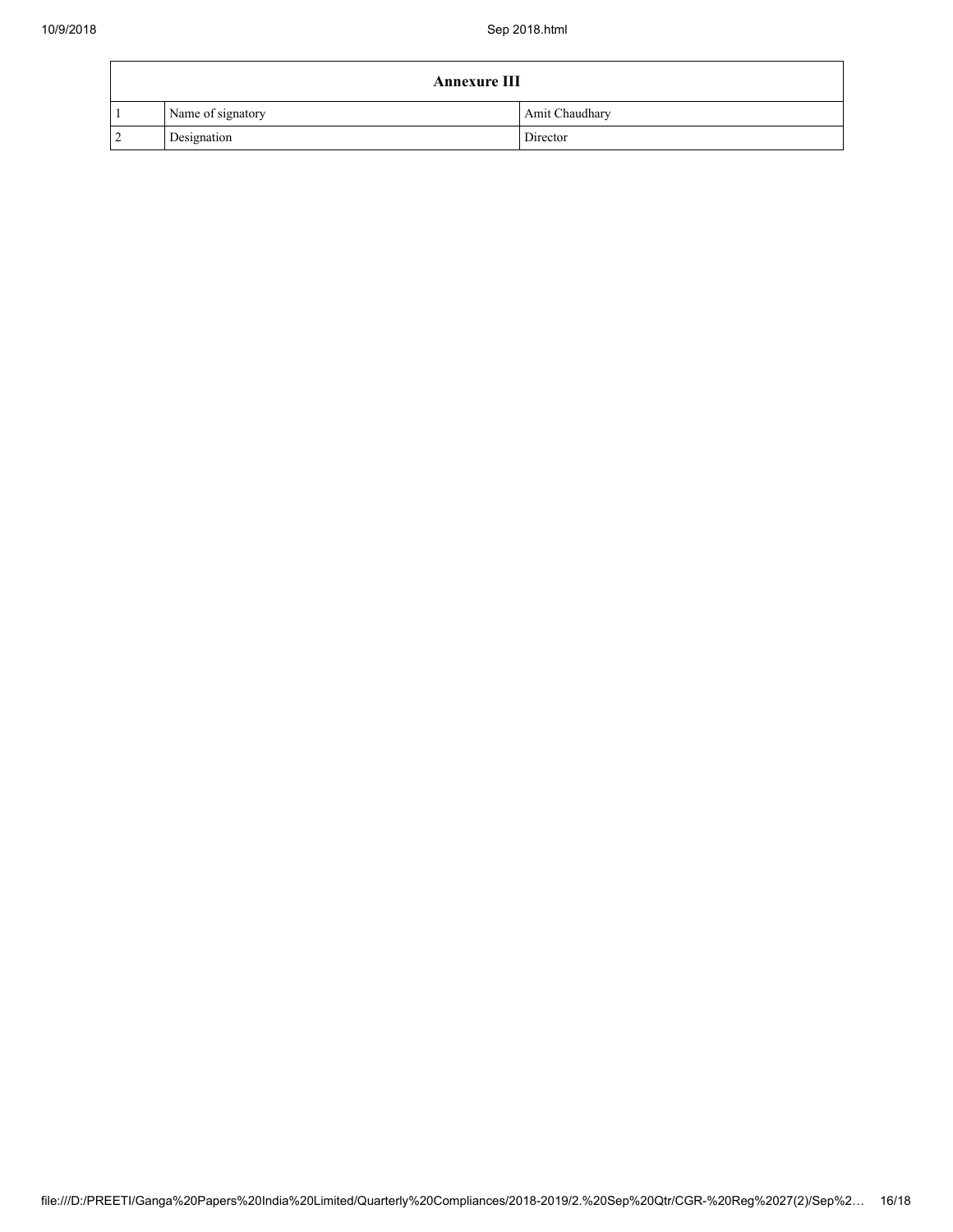| Annexure III | | |
|---|---|---|
| 1 | Name of signatory | Amit Chaudhary |
| 2 | Designation | Director |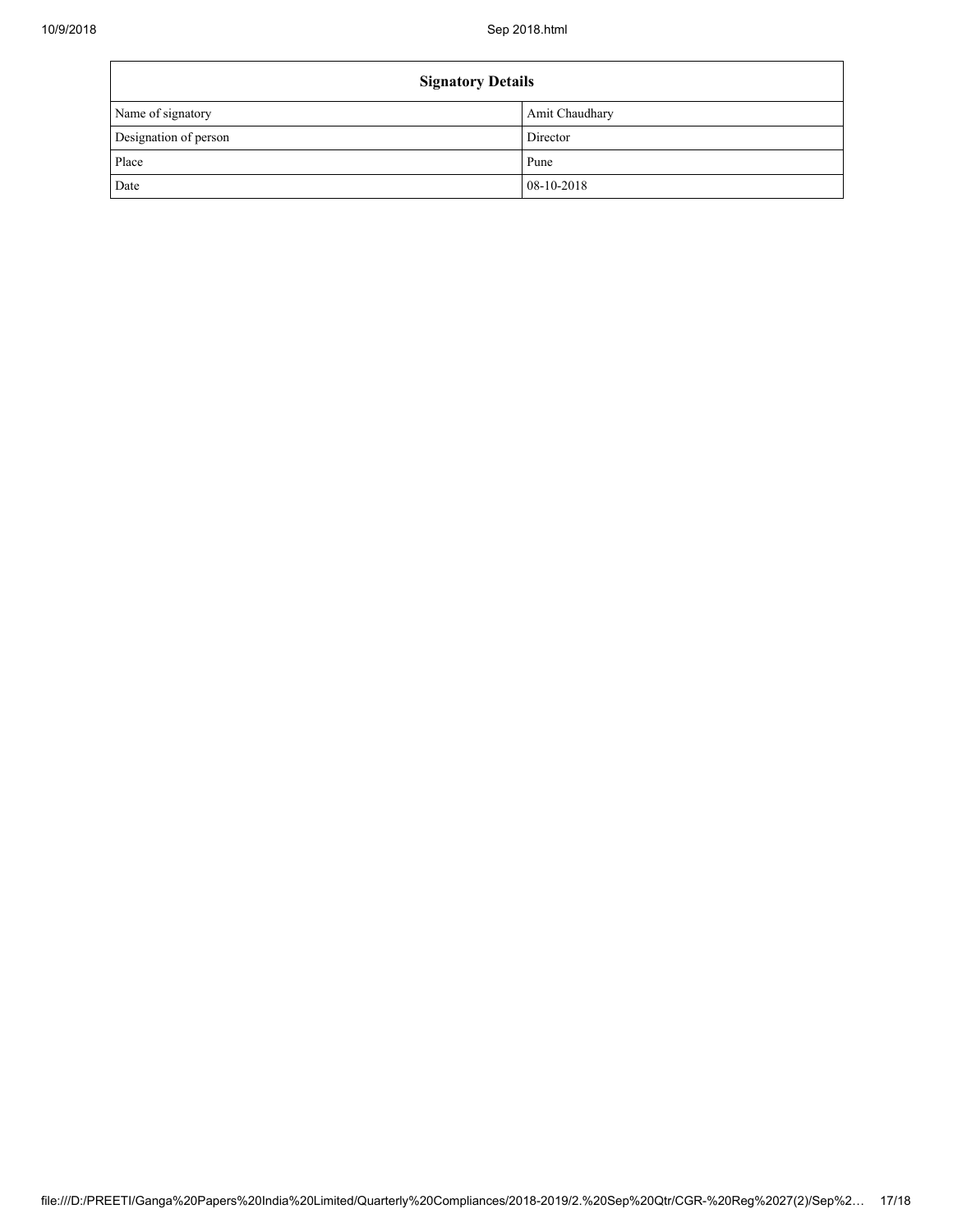| Signatory Details | |
| --- | --- |
| Name of signatory | Amit Chaudhary |
| Designation of person | Director |
| Place | Pune |
| Date | 08-10-2018 |